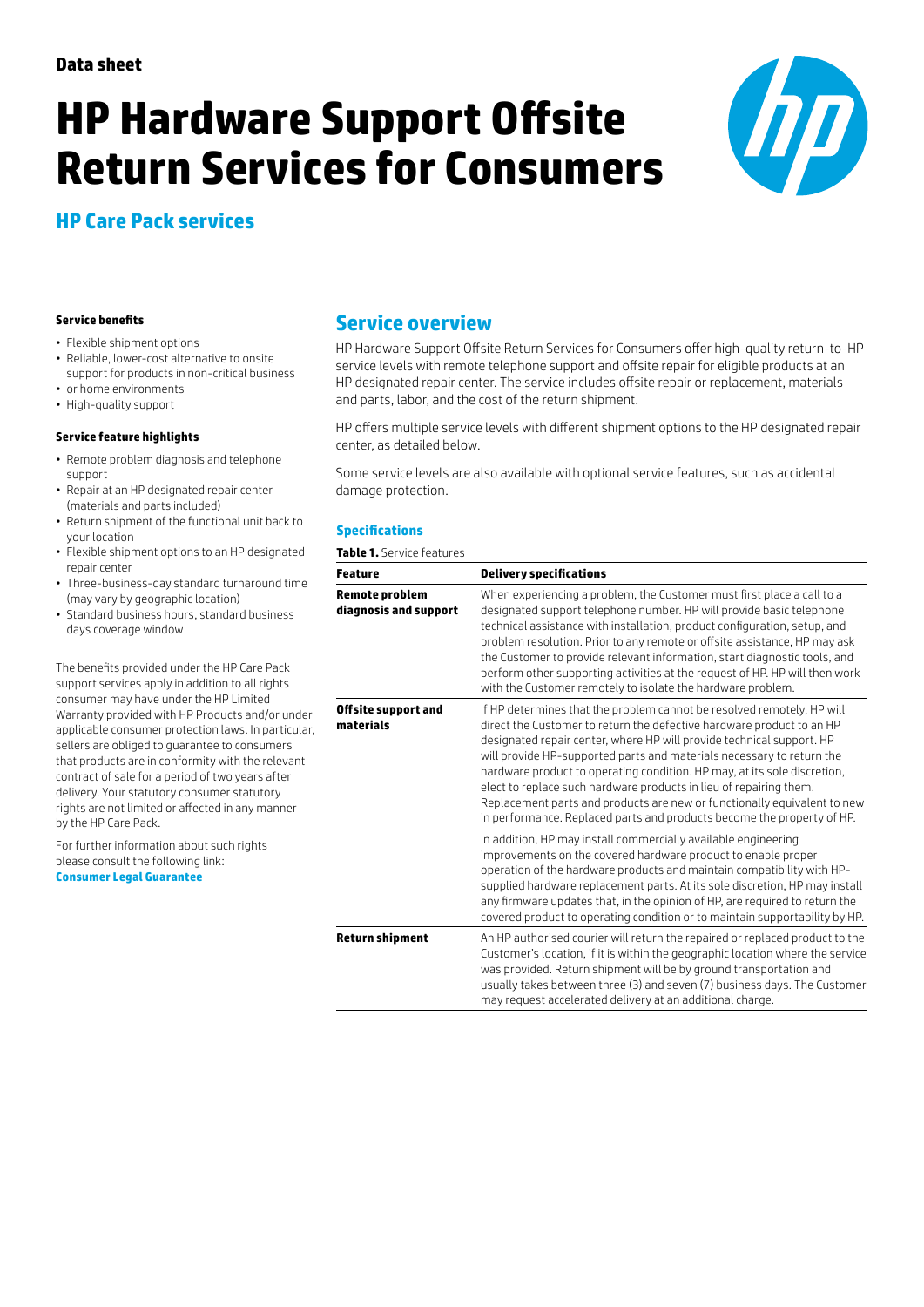Data sheet

# HP Hardware Support Offsite Return Services for Consumers

## HP Care Pack services

#### Service benefits

- Flexible shipment options
- Reliable, lower-cost alternative to onsite support for products in non-critical business
- or home environments
- High-quality support

#### Service feature highlights

- Remote problem diagnosis and telephone support
- Repair at an HP designated repair center (materials and parts included)
- Return shipment of the functional unit back to your location
- Flexible shipment options to an HP designated repair center
- Three-business-day standard turnaround time (may vary by geographic location)
- Standard business hours, standard business days coverage window

The benefits provided under the HP Care Pack support services apply in addition to all rights consumer may have under the HP Limited Warranty provided with HP Products and/or under applicable consumer protection laws. In particular, sellers are obliged to guarantee to consumers that products are in conformity with the relevant contract of sale for a period of two years after delivery. Your statutory consumer statutory rights are not limited or affected in any manner by the HP Care Pack.

For further information about such rights please consult the following link: **Consumer Legal Guarantee**

## Service overview

HP Hardware Support Offsite Return Services for Consumers offer high-quality return-to-HP service levels with remote telephone support and offsite repair for eligible products at an HP designated repair center. The service includes offsite repair or replacement, materials and parts, labor, and the cost of the return shipment.

HP offers multiple service levels with different shipment options to the HP designated repair center, as detailed below.

Some service levels are also available with optional service features, such as accidental damage protection.

### Specifications

**Table 1.** Service features

| Feature | Delivery specifications |
|---|---|
| **Remote problem diagnosis and support** | When experiencing a problem, the Customer must first place a call to a designated support telephone number. HP will provide basic telephone technical assistance with installation, product configuration, setup, and problem resolution. Prior to any remote or offsite assistance, HP may ask the Customer to provide relevant information, start diagnostic tools, and perform other supporting activities at the request of HP. HP will then work with the Customer remotely to isolate the hardware problem. |
| **Offsite support and materials** | If HP determines that the problem cannot be resolved remotely, HP will direct the Customer to return the defective hardware product to an HP designated repair center, where HP will provide technical support. HP will provide HP-supported parts and materials necessary to return the hardware product to operating condition. HP may, at its sole discretion, elect to replace such hardware products in lieu of repairing them. Replacement parts and products are new or functionally equivalent to new in performance. Replaced parts and products become the property of HP.<br><br>In addition, HP may install commercially available engineering improvements on the covered hardware product to enable proper operation of the hardware products and maintain compatibility with HP-supplied hardware replacement parts. At its sole discretion, HP may install any firmware updates that, in the opinion of HP, are required to return the covered product to operating condition or to maintain supportability by HP. |
| **Return shipment** | An HP authorised courier will return the repaired or replaced product to the Customer's location, if it is within the geographic location where the service was provided. Return shipment will be by ground transportation and usually takes between three (3) and seven (7) business days. The Customer may request accelerated delivery at an additional charge. |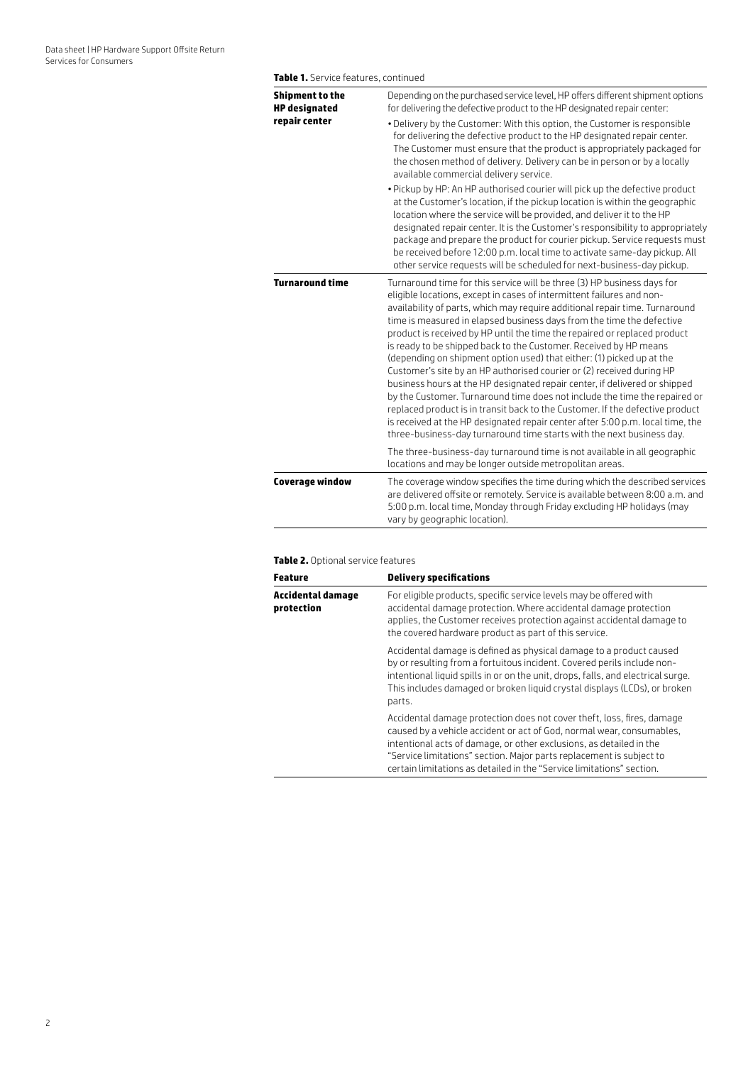**Table 1.** Service features, continued

| | |
|---|---|
| **Shipment to the HP designated repair center** | Depending on the purchased service level, HP offers different shipment options for delivering the defective product to the HP designated repair center:<br>• Delivery by the Customer: With this option, the Customer is responsible for delivering the defective product to the HP designated repair center. The Customer must ensure that the product is appropriately packaged for the chosen method of delivery. Delivery can be in person or by a locally available commercial delivery service.<br>• Pickup by HP: An HP authorised courier will pick up the defective product at the Customer's location, if the pickup location is within the geographic location where the service will be provided, and deliver it to the HP designated repair center. It is the Customer's responsibility to appropriately package and prepare the product for courier pickup. Service requests must be received before 12:00 p.m. local time to activate same-day pickup. All other service requests will be scheduled for next-business-day pickup. |
| **Turnaround time** | Turnaround time for this service will be three (3) HP business days for eligible locations, except in cases of intermittent failures and non-availability of parts, which may require additional repair time. Turnaround time is measured in elapsed business days from the time the defective product is received by HP until the time the repaired or replaced product is ready to be shipped back to the Customer. Received by HP means (depending on shipment option used) that either: (1) picked up at the Customer's site by an HP authorised courier or (2) received during HP business hours at the HP designated repair center, if delivered or shipped by the Customer. Turnaround time does not include the time the repaired or replaced product is in transit back to the Customer. If the defective product is received at the HP designated repair center after 5:00 p.m. local time, the three-business-day turnaround time starts with the next business day.<br>The three-business-day turnaround time is not available in all geographic locations and may be longer outside metropolitan areas. |
| **Coverage window** | The coverage window specifies the time during which the described services are delivered offsite or remotely. Service is available between 8:00 a.m. and 5:00 p.m. local time, Monday through Friday excluding HP holidays (may vary by geographic location). |

**Table 2.** Optional service features

| Feature | Delivery specifications |
|---|---|
| **Accidental damage protection** | For eligible products, specific service levels may be offered with accidental damage protection. Where accidental damage protection applies, the Customer receives protection against accidental damage to the covered hardware product as part of this service.<br>Accidental damage is defined as physical damage to a product caused by or resulting from a fortuitous incident. Covered perils include non-intentional liquid spills in or on the unit, drops, falls, and electrical surge. This includes damaged or broken liquid crystal displays (LCDs), or broken parts.<br>Accidental damage protection does not cover theft, loss, fires, damage caused by a vehicle accident or act of God, normal wear, consumables, intentional acts of damage, or other exclusions, as detailed in the "Service limitations" section. Major parts replacement is subject to certain limitations as detailed in the "Service limitations" section. |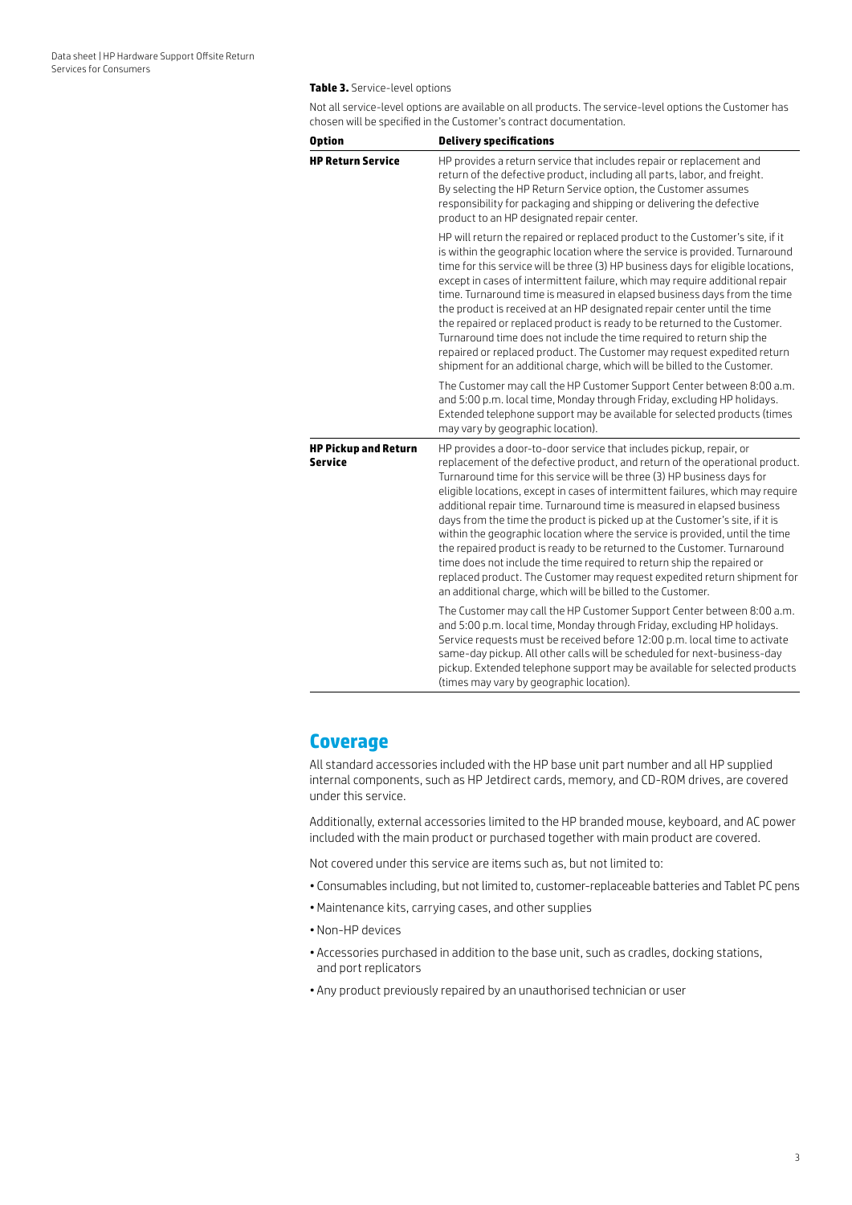**Table 3.** Service-level options

Not all service-level options are available on all products. The service-level options the Customer has chosen will be specified in the Customer's contract documentation.

| Option | Delivery specifications |
| --- | --- |
| **HP Return Service** | HP provides a return service that includes repair or replacement and return of the defective product, including all parts, labor, and freight. By selecting the HP Return Service option, the Customer assumes responsibility for packaging and shipping or delivering the defective product to an HP designated repair center.<br><br>HP will return the repaired or replaced product to the Customer's site, if it is within the geographic location where the service is provided. Turnaround time for this service will be three (3) HP business days for eligible locations, except in cases of intermittent failure, which may require additional repair time. Turnaround time is measured in elapsed business days from the time the product is received at an HP designated repair center until the time the repaired or replaced product is ready to be returned to the Customer. Turnaround time does not include the time required to return ship the repaired or replaced product. The Customer may request expedited return shipment for an additional charge, which will be billed to the Customer.<br><br>The Customer may call the HP Customer Support Center between 8:00 a.m. and 5:00 p.m. local time, Monday through Friday, excluding HP holidays. Extended telephone support may be available for selected products (times may vary by geographic location). |
| **HP Pickup and Return Service** | HP provides a door-to-door service that includes pickup, repair, or replacement of the defective product, and return of the operational product. Turnaround time for this service will be three (3) HP business days for eligible locations, except in cases of intermittent failures, which may require additional repair time. Turnaround time is measured in elapsed business days from the time the product is picked up at the Customer's site, if it is within the geographic location where the service is provided, until the time the repaired product is ready to be returned to the Customer. Turnaround time does not include the time required to return ship the repaired or replaced product. The Customer may request expedited return shipment for an additional charge, which will be billed to the Customer.<br><br>The Customer may call the HP Customer Support Center between 8:00 a.m. and 5:00 p.m. local time, Monday through Friday, excluding HP holidays. Service requests must be received before 12:00 p.m. local time to activate same-day pickup. All other calls will be scheduled for next-business-day pickup. Extended telephone support may be available for selected products (times may vary by geographic location). |

## Coverage

All standard accessories included with the HP base unit part number and all HP supplied internal components, such as HP Jetdirect cards, memory, and CD-ROM drives, are covered under this service.

Additionally, external accessories limited to the HP branded mouse, keyboard, and AC power included with the main product or purchased together with main product are covered.

Not covered under this service are items such as, but not limited to:

- Consumables including, but not limited to, customer-replaceable batteries and Tablet PC pens
- Maintenance kits, carrying cases, and other supplies
- Non-HP devices
- Accessories purchased in addition to the base unit, such as cradles, docking stations, and port replicators
- Any product previously repaired by an unauthorised technician or user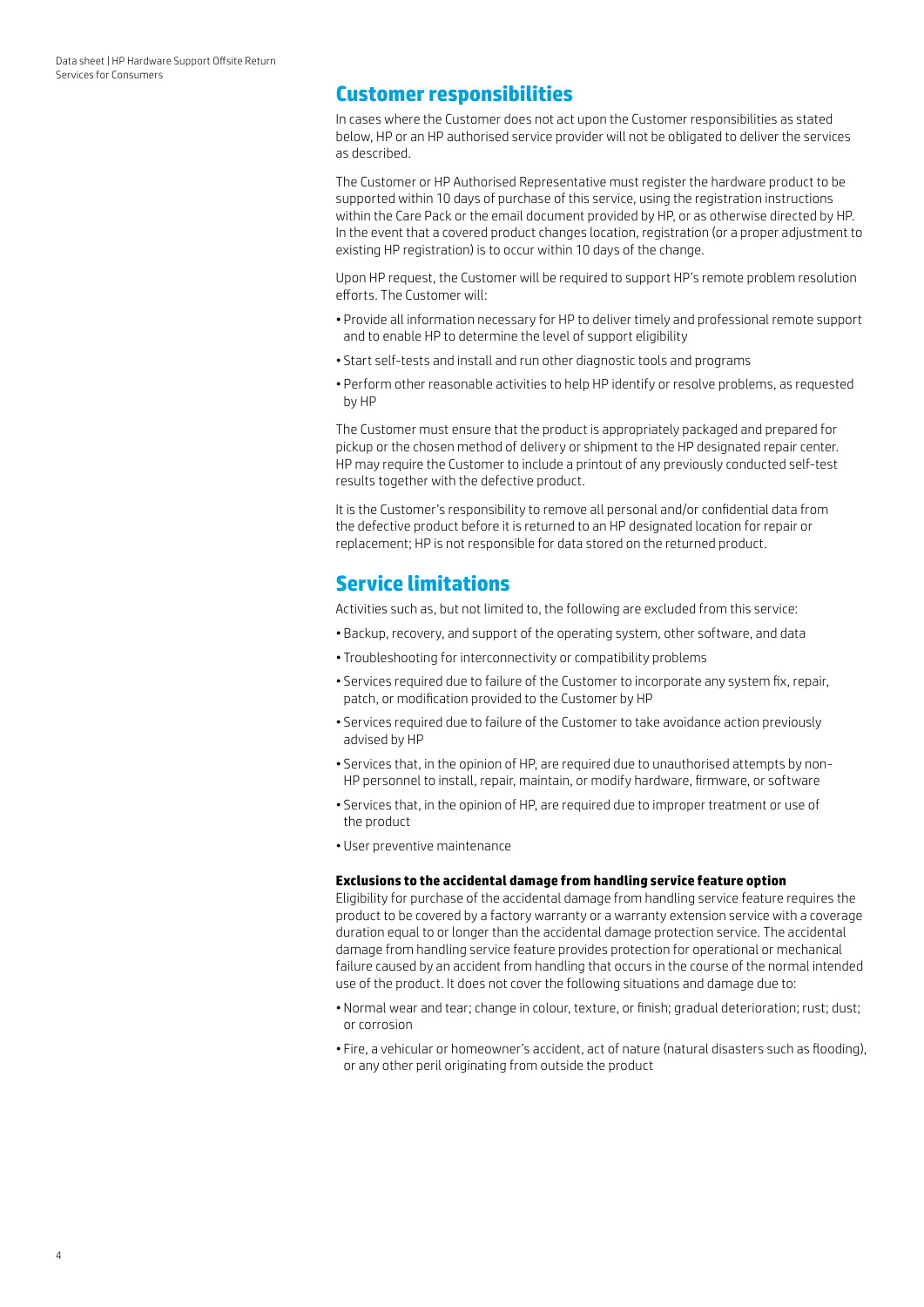## Customer responsibilities

In cases where the Customer does not act upon the Customer responsibilities as stated below, HP or an HP authorised service provider will not be obligated to deliver the services as described.

The Customer or HP Authorised Representative must register the hardware product to be supported within 10 days of purchase of this service, using the registration instructions within the Care Pack or the email document provided by HP, or as otherwise directed by HP. In the event that a covered product changes location, registration (or a proper adjustment to existing HP registration) is to occur within 10 days of the change.

Upon HP request, the Customer will be required to support HP's remote problem resolution efforts. The Customer will:

- Provide all information necessary for HP to deliver timely and professional remote support and to enable HP to determine the level of support eligibility
- Start self-tests and install and run other diagnostic tools and programs
- Perform other reasonable activities to help HP identify or resolve problems, as requested by HP

The Customer must ensure that the product is appropriately packaged and prepared for pickup or the chosen method of delivery or shipment to the HP designated repair center. HP may require the Customer to include a printout of any previously conducted self-test results together with the defective product.

It is the Customer's responsibility to remove all personal and/or confidential data from the defective product before it is returned to an HP designated location for repair or replacement; HP is not responsible for data stored on the returned product.

## Service limitations

Activities such as, but not limited to, the following are excluded from this service:

- Backup, recovery, and support of the operating system, other software, and data
- Troubleshooting for interconnectivity or compatibility problems
- Services required due to failure of the Customer to incorporate any system fix, repair, patch, or modification provided to the Customer by HP
- Services required due to failure of the Customer to take avoidance action previously advised by HP
- Services that, in the opinion of HP, are required due to unauthorised attempts by non-HP personnel to install, repair, maintain, or modify hardware, firmware, or software
- Services that, in the opinion of HP, are required due to improper treatment or use of the product
- User preventive maintenance

**Exclusions to the accidental damage from handling service feature option**

Eligibility for purchase of the accidental damage from handling service feature requires the product to be covered by a factory warranty or a warranty extension service with a coverage duration equal to or longer than the accidental damage protection service. The accidental damage from handling service feature provides protection for operational or mechanical failure caused by an accident from handling that occurs in the course of the normal intended use of the product. It does not cover the following situations and damage due to:

- Normal wear and tear; change in colour, texture, or finish; gradual deterioration; rust; dust; or corrosion
- Fire, a vehicular or homeowner's accident, act of nature (natural disasters such as flooding), or any other peril originating from outside the product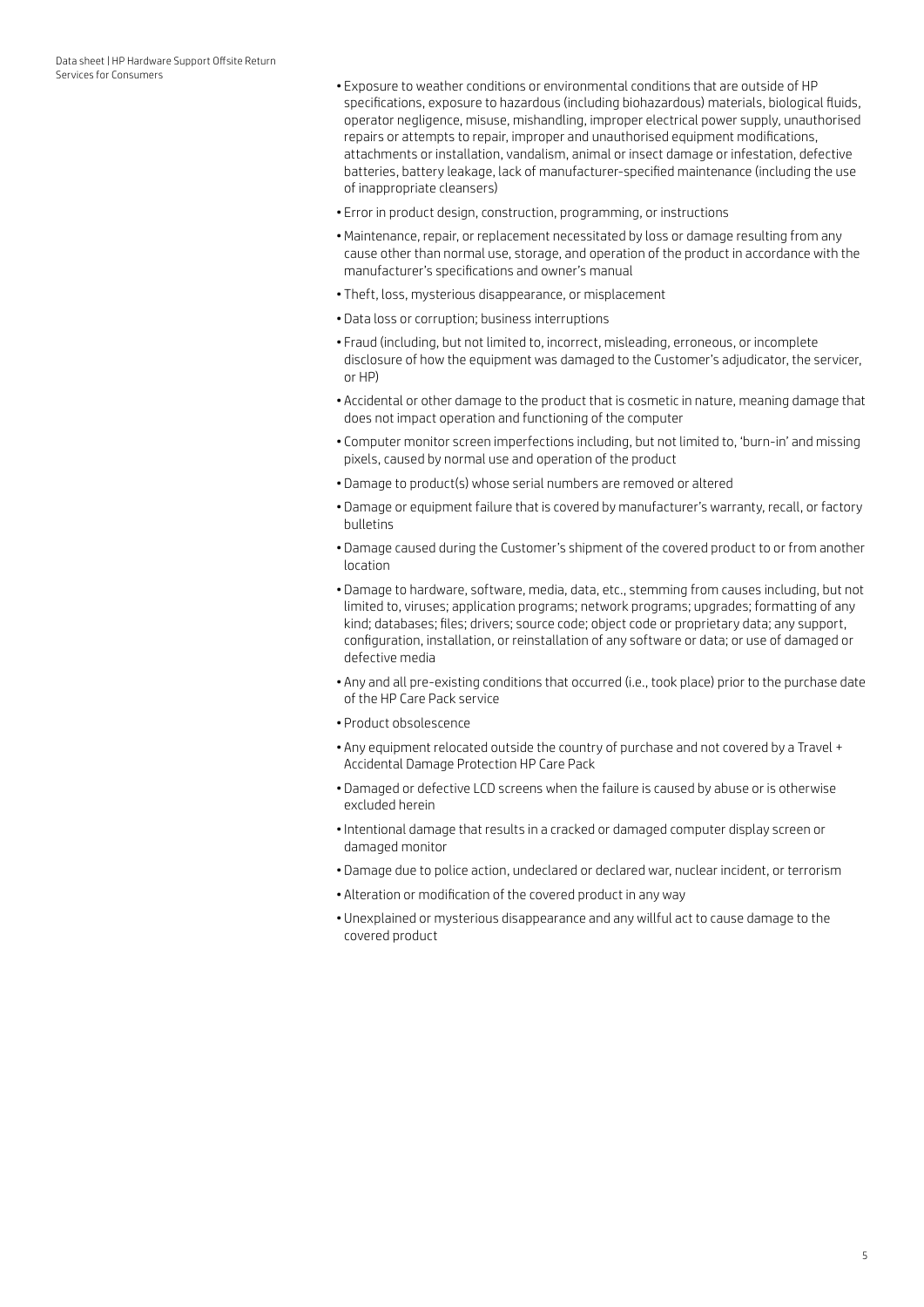- Exposure to weather conditions or environmental conditions that are outside of HP specifications, exposure to hazardous (including biohazardous) materials, biological fluids, operator negligence, misuse, mishandling, improper electrical power supply, unauthorised repairs or attempts to repair, improper and unauthorised equipment modifications, attachments or installation, vandalism, animal or insect damage or infestation, defective batteries, battery leakage, lack of manufacturer-specified maintenance (including the use of inappropriate cleansers)
- Error in product design, construction, programming, or instructions
- Maintenance, repair, or replacement necessitated by loss or damage resulting from any cause other than normal use, storage, and operation of the product in accordance with the manufacturer's specifications and owner's manual
- Theft, loss, mysterious disappearance, or misplacement
- Data loss or corruption; business interruptions
- Fraud (including, but not limited to, incorrect, misleading, erroneous, or incomplete disclosure of how the equipment was damaged to the Customer's adjudicator, the servicer, or HP)
- Accidental or other damage to the product that is cosmetic in nature, meaning damage that does not impact operation and functioning of the computer
- Computer monitor screen imperfections including, but not limited to, 'burn-in' and missing pixels, caused by normal use and operation of the product
- Damage to product(s) whose serial numbers are removed or altered
- Damage or equipment failure that is covered by manufacturer's warranty, recall, or factory bulletins
- Damage caused during the Customer's shipment of the covered product to or from another location
- Damage to hardware, software, media, data, etc., stemming from causes including, but not limited to, viruses; application programs; network programs; upgrades; formatting of any kind; databases; files; drivers; source code; object code or proprietary data; any support, configuration, installation, or reinstallation of any software or data; or use of damaged or defective media
- Any and all pre-existing conditions that occurred (i.e., took place) prior to the purchase date of the HP Care Pack service
- Product obsolescence
- Any equipment relocated outside the country of purchase and not covered by a Travel + Accidental Damage Protection HP Care Pack
- Damaged or defective LCD screens when the failure is caused by abuse or is otherwise excluded herein
- Intentional damage that results in a cracked or damaged computer display screen or damaged monitor
- Damage due to police action, undeclared or declared war, nuclear incident, or terrorism
- Alteration or modification of the covered product in any way
- Unexplained or mysterious disappearance and any willful act to cause damage to the covered product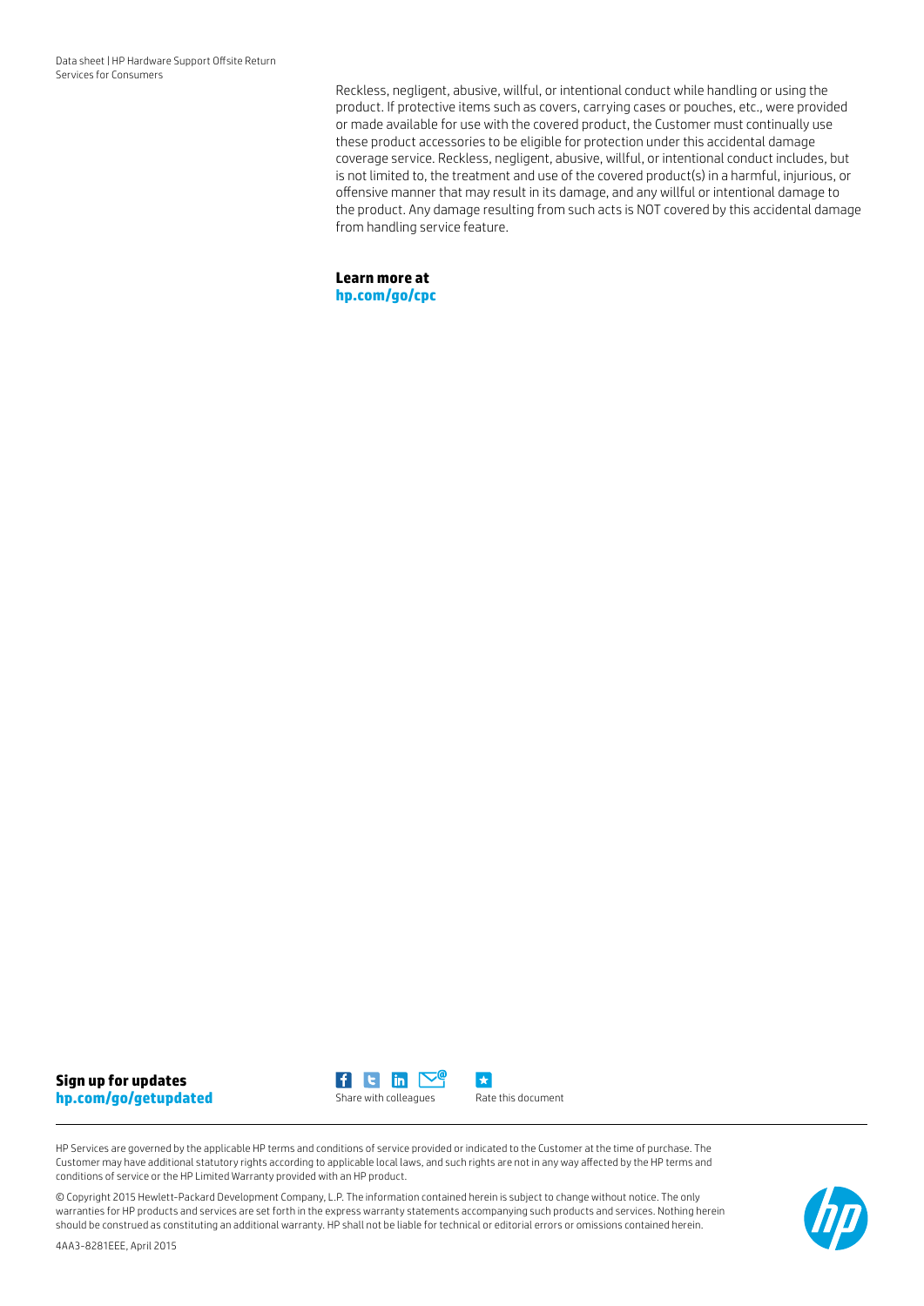Reckless, negligent, abusive, willful, or intentional conduct while handling or using the product. If protective items such as covers, carrying cases or pouches, etc., were provided or made available for use with the covered product, the Customer must continually use these product accessories to be eligible for protection under this accidental damage coverage service. Reckless, negligent, abusive, willful, or intentional conduct includes, but is not limited to, the treatment and use of the covered product(s) in a harmful, injurious, or offensive manner that may result in its damage, and any willful or intentional damage to the product. Any damage resulting from such acts is NOT covered by this accidental damage from handling service feature.

**Learn more at**
**hp.com/go/cpc**

**Sign up for updates**
**hp.com/go/getupdated**

Share with colleagues

Rate this document

HP Services are governed by the applicable HP terms and conditions of service provided or indicated to the Customer at the time of purchase. The Customer may have additional statutory rights according to applicable local laws, and such rights are not in any way affected by the HP terms and conditions of service or the HP Limited Warranty provided with an HP product.

© Copyright 2015 Hewlett-Packard Development Company, L.P. The information contained herein is subject to change without notice. The only warranties for HP products and services are set forth in the express warranty statements accompanying such products and services. Nothing herein should be construed as constituting an additional warranty. HP shall not be liable for technical or editorial errors or omissions contained herein.

4AA3-8281EEE, April 2015